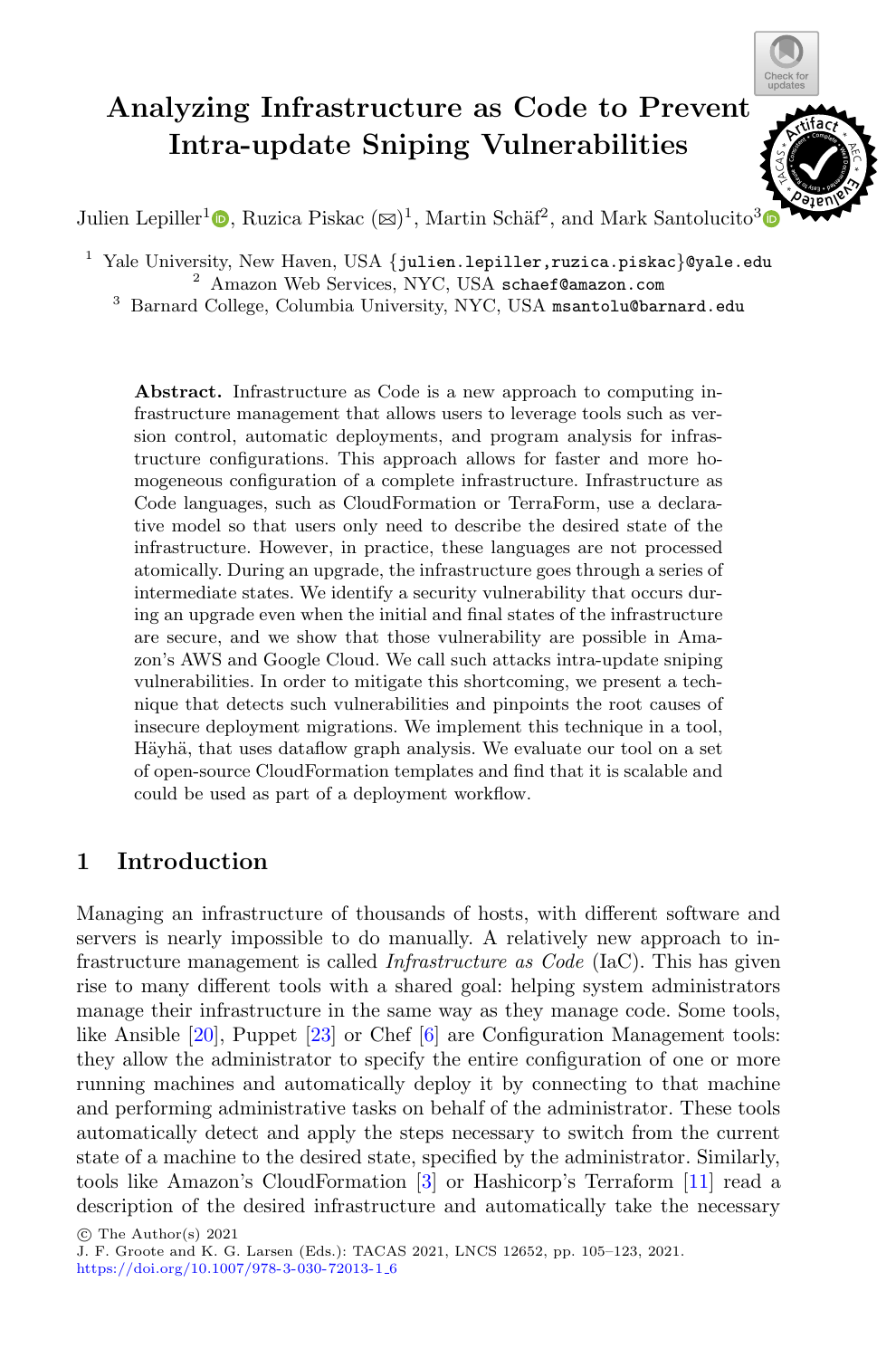# Analyzing Infrastructure as Code to Prevent Intra-update Sniping Vulnerabilities

Julien Lepiller[1], Ruzica Piskac (✉)[1], Martin Schäf[2], and Mark Santolucito[3]

[1] Yale University, New Haven, USA {julien.lepiller,ruzica.piskac}@yale.edu
[2] Amazon Web Services, NYC, USA schaef@amazon.com
[3] Barnard College, Columbia University, NYC, USA msantolu@barnard.edu

**Abstract.** Infrastructure as Code is a new approach to computing infrastructure management that allows users to leverage tools such as version control, automatic deployments, and program analysis for infrastructure configurations. This approach allows for faster and more homogeneous configuration of a complete infrastructure. Infrastructure as Code languages, such as CloudFormation or TerraForm, use a declarative model so that users only need to describe the desired state of the infrastructure. However, in practice, these languages are not processed atomically. During an upgrade, the infrastructure goes through a series of intermediate states. We identify a security vulnerability that occurs during an upgrade even when the initial and final states of the infrastructure are secure, and we show that those vulnerability are possible in Amazon's AWS and Google Cloud. We call such attacks intra-update sniping vulnerabilities. In order to mitigate this shortcoming, we present a technique that detects such vulnerabilities and pinpoints the root causes of insecure deployment migrations. We implement this technique in a tool, Häyhä, that uses dataflow graph analysis. We evaluate our tool on a set of open-source CloudFormation templates and find that it is scalable and could be used as part of a deployment workflow.

## 1 Introduction

Managing an infrastructure of thousands of hosts, with different software and servers is nearly impossible to do manually. A relatively new approach to infrastructure management is called *Infrastructure as Code* (IaC). This has given rise to many different tools with a shared goal: helping system administrators manage their infrastructure in the same way as they manage code. Some tools, like Ansible [20], Puppet [23] or Chef [6] are Configuration Management tools: they allow the administrator to specify the entire configuration of one or more running machines and automatically deploy it by connecting to that machine and performing administrative tasks on behalf of the administrator. These tools automatically detect and apply the steps necessary to switch from the current state of a machine to the desired state, specified by the administrator. Similarly, tools like Amazon's CloudFormation [3] or Hashicorp's Terraform [11] read a description of the desired infrastructure and automatically take the necessary

© The Author(s) 2021
J. F. Groote and K. G. Larsen (Eds.): TACAS 2021, LNCS 12652, pp. 105–123, 2021.
https://doi.org/10.1007/978-3-030-72013-1_6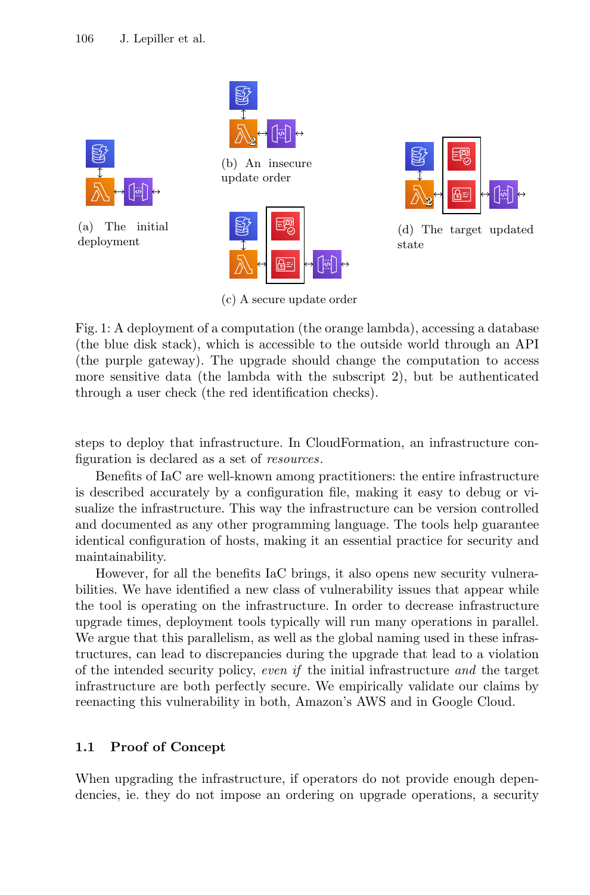(a) The initial deployment

(b) An insecure update order

(c) A secure update order

(d) The target updated state

Fig. 1: A deployment of a computation (the orange lambda), accessing a database (the blue disk stack), which is accessible to the outside world through an API (the purple gateway). The upgrade should change the computation to access more sensitive data (the lambda with the subscript 2), but be authenticated through a user check (the red identification checks).

steps to deploy that infrastructure. In CloudFormation, an infrastructure configuration is declared as a set of *resources*.

Benefits of IaC are well-known among practitioners: the entire infrastructure is described accurately by a configuration file, making it easy to debug or visualize the infrastructure. This way the infrastructure can be version controlled and documented as any other programming language. The tools help guarantee identical configuration of hosts, making it an essential practice for security and maintainability.

However, for all the benefits IaC brings, it also opens new security vulnerabilities. We have identified a new class of vulnerability issues that appear while the tool is operating on the infrastructure. In order to decrease infrastructure upgrade times, deployment tools typically will run many operations in parallel. We argue that this parallelism, as well as the global naming used in these infrastructures, can lead to discrepancies during the upgrade that lead to a violation of the intended security policy, *even if* the initial infrastructure *and* the target infrastructure are both perfectly secure. We empirically validate our claims by reenacting this vulnerability in both, Amazon's AWS and in Google Cloud.

### 1.1 Proof of Concept

When upgrading the infrastructure, if operators do not provide enough dependencies, ie. they do not impose an ordering on upgrade operations, a security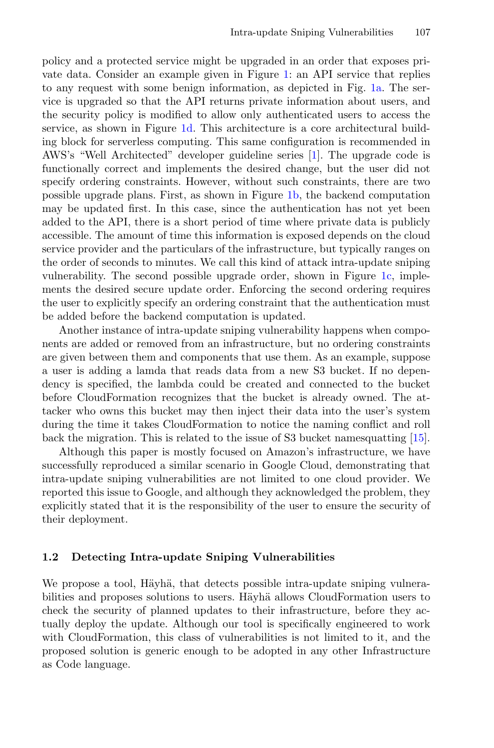policy and a protected service might be upgraded in an order that exposes private data. Consider an example given in Figure 1: an API service that replies to any request with some benign information, as depicted in Fig. 1a. The service is upgraded so that the API returns private information about users, and the security policy is modified to allow only authenticated users to access the service, as shown in Figure 1d. This architecture is a core architectural building block for serverless computing. This same configuration is recommended in AWS's "Well Architected" developer guideline series [1]. The upgrade code is functionally correct and implements the desired change, but the user did not specify ordering constraints. However, without such constraints, there are two possible upgrade plans. First, as shown in Figure 1b, the backend computation may be updated first. In this case, since the authentication has not yet been added to the API, there is a short period of time where private data is publicly accessible. The amount of time this information is exposed depends on the cloud service provider and the particulars of the infrastructure, but typically ranges on the order of seconds to minutes. We call this kind of attack intra-update sniping vulnerability. The second possible upgrade order, shown in Figure 1c, implements the desired secure update order. Enforcing the second ordering requires the user to explicitly specify an ordering constraint that the authentication must be added before the backend computation is updated.

Another instance of intra-update sniping vulnerability happens when components are added or removed from an infrastructure, but no ordering constraints are given between them and components that use them. As an example, suppose a user is adding a lamda that reads data from a new S3 bucket. If no dependency is specified, the lambda could be created and connected to the bucket before CloudFormation recognizes that the bucket is already owned. The attacker who owns this bucket may then inject their data into the user's system during the time it takes CloudFormation to notice the naming conflict and roll back the migration. This is related to the issue of S3 bucket namesquatting [15].

Although this paper is mostly focused on Amazon's infrastructure, we have successfully reproduced a similar scenario in Google Cloud, demonstrating that intra-update sniping vulnerabilities are not limited to one cloud provider. We reported this issue to Google, and although they acknowledged the problem, they explicitly stated that it is the responsibility of the user to ensure the security of their deployment.

### 1.2 Detecting Intra-update Sniping Vulnerabilities

We propose a tool, Häyhä, that detects possible intra-update sniping vulnerabilities and proposes solutions to users. Häyhä allows CloudFormation users to check the security of planned updates to their infrastructure, before they actually deploy the update. Although our tool is specifically engineered to work with CloudFormation, this class of vulnerabilities is not limited to it, and the proposed solution is generic enough to be adopted in any other Infrastructure as Code language.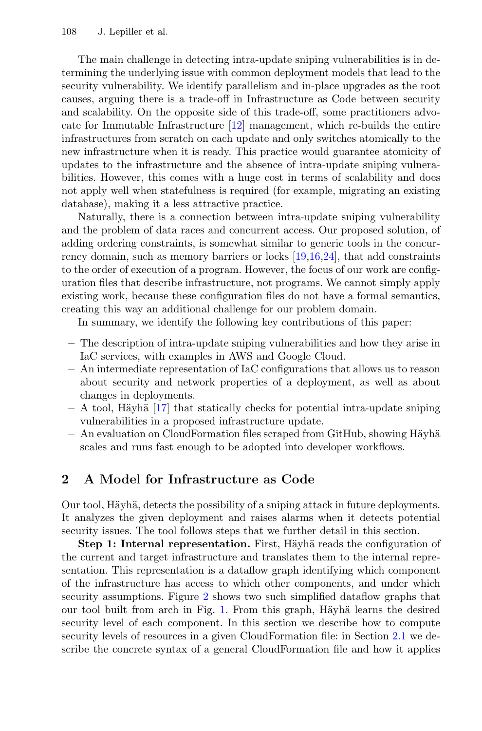The main challenge in detecting intra-update sniping vulnerabilities is in determining the underlying issue with common deployment models that lead to the security vulnerability. We identify parallelism and in-place upgrades as the root causes, arguing there is a trade-off in Infrastructure as Code between security and scalability. On the opposite side of this trade-off, some practitioners advocate for Immutable Infrastructure [12] management, which re-builds the entire infrastructures from scratch on each update and only switches atomically to the new infrastructure when it is ready. This practice would guarantee atomicity of updates to the infrastructure and the absence of intra-update sniping vulnerabilities. However, this comes with a huge cost in terms of scalability and does not apply well when statefulness is required (for example, migrating an existing database), making it a less attractive practice.

Naturally, there is a connection between intra-update sniping vulnerability and the problem of data races and concurrent access. Our proposed solution, of adding ordering constraints, is somewhat similar to generic tools in the concurrency domain, such as memory barriers or locks [19,16,24], that add constraints to the order of execution of a program. However, the focus of our work are configuration files that describe infrastructure, not programs. We cannot simply apply existing work, because these configuration files do not have a formal semantics, creating this way an additional challenge for our problem domain.

In summary, we identify the following key contributions of this paper:

- The description of intra-update sniping vulnerabilities and how they arise in IaC services, with examples in AWS and Google Cloud.
- An intermediate representation of IaC configurations that allows us to reason about security and network properties of a deployment, as well as about changes in deployments.
- A tool, Häyhä [17] that statically checks for potential intra-update sniping vulnerabilities in a proposed infrastructure update.
- An evaluation on CloudFormation files scraped from GitHub, showing Häyhä scales and runs fast enough to be adopted into developer workflows.

## 2 A Model for Infrastructure as Code

Our tool, Häyhä, detects the possibility of a sniping attack in future deployments. It analyzes the given deployment and raises alarms when it detects potential security issues. The tool follows steps that we further detail in this section.

**Step 1: Internal representation.** First, Häyhä reads the configuration of the current and target infrastructure and translates them to the internal representation. This representation is a dataflow graph identifying which component of the infrastructure has access to which other components, and under which security assumptions. Figure 2 shows two such simplified dataflow graphs that our tool built from arch in Fig. 1. From this graph, Häyhä learns the desired security level of each component. In this section we describe how to compute security levels of resources in a given CloudFormation file: in Section 2.1 we describe the concrete syntax of a general CloudFormation file and how it applies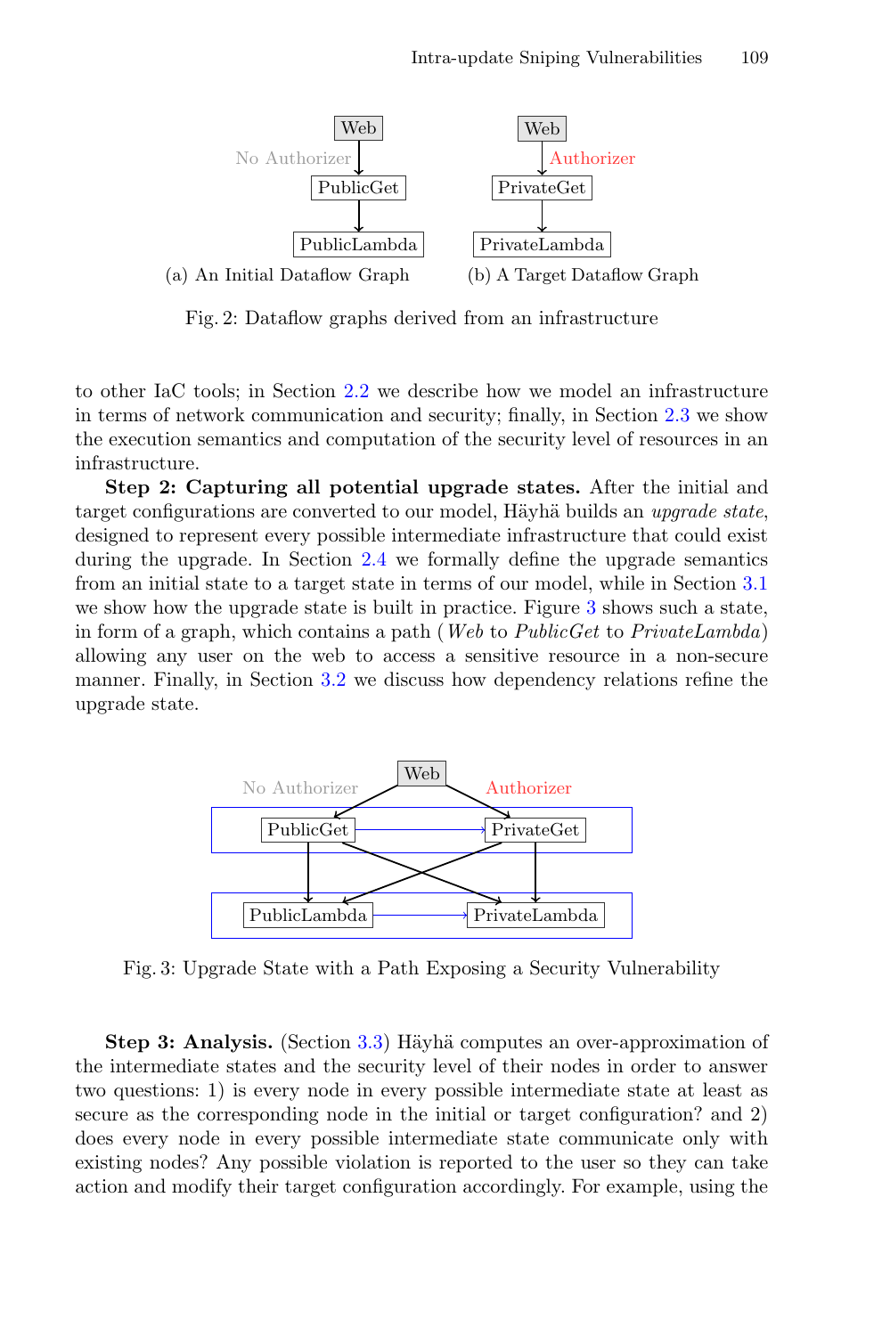Fig. 2: Dataflow graphs derived from an infrastructure

(a) An Initial Dataflow Graph

(b) A Target Dataflow Graph

to other IaC tools; in Section 2.2 we describe how we model an infrastructure in terms of network communication and security; finally, in Section 2.3 we show the execution semantics and computation of the security level of resources in an infrastructure.

**Step 2: Capturing all potential upgrade states.** After the initial and target configurations are converted to our model, Häyhä builds an *upgrade state*, designed to represent every possible intermediate infrastructure that could exist during the upgrade. In Section 2.4 we formally define the upgrade semantics from an initial state to a target state in terms of our model, while in Section 3.1 we show how the upgrade state is built in practice. Figure 3 shows such a state, in form of a graph, which contains a path (*Web* to *PublicGet* to *PrivateLambda*) allowing any user on the web to access a sensitive resource in a non-secure manner. Finally, in Section 3.2 we discuss how dependency relations refine the upgrade state.

Fig. 3: Upgrade State with a Path Exposing a Security Vulnerability

**Step 3: Analysis.** (Section 3.3) Häyhä computes an over-approximation of the intermediate states and the security level of their nodes in order to answer two questions: 1) is every node in every possible intermediate state at least as secure as the corresponding node in the initial or target configuration? and 2) does every node in every possible intermediate state communicate only with existing nodes? Any possible violation is reported to the user so they can take action and modify their target configuration accordingly. For example, using the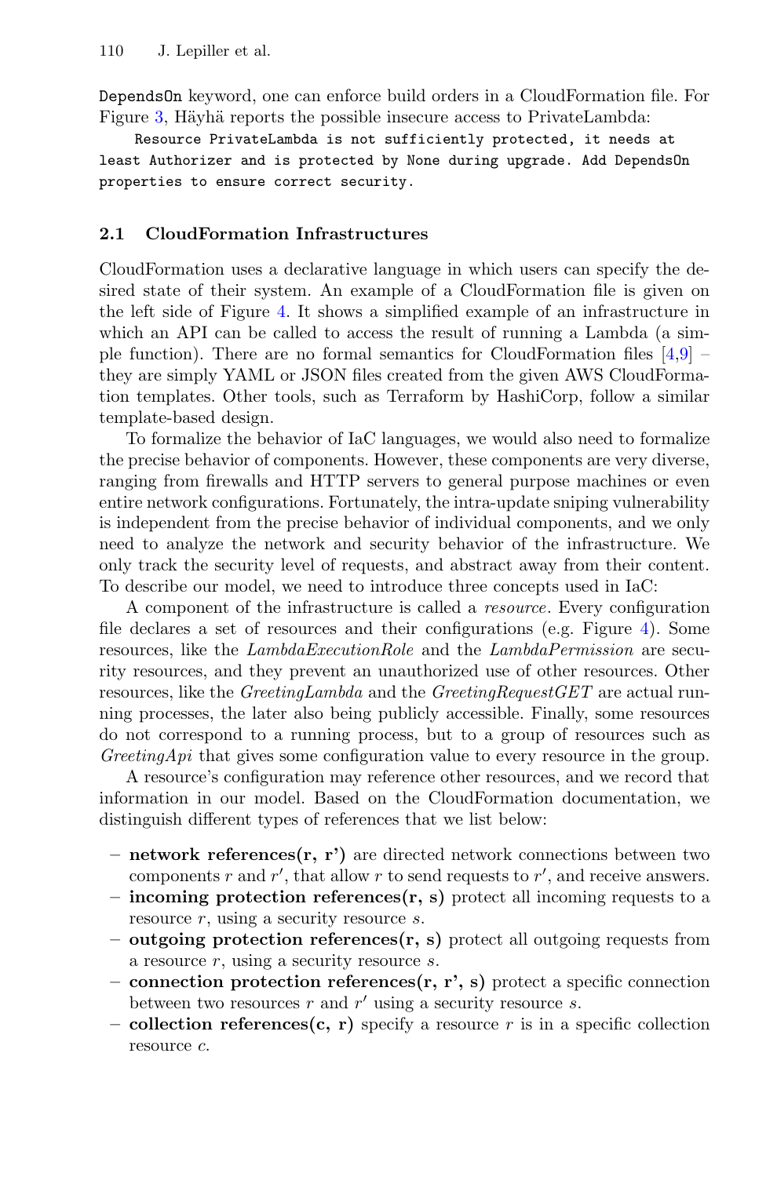`DependsOn` keyword, one can enforce build orders in a CloudFormation file. For Figure 3, Häyhä reports the possible insecure access to PrivateLambda:

```
Resource PrivateLambda is not sufficiently protected, it needs at
least Authorizer and is protected by None during upgrade. Add DependsOn
properties to ensure correct security.
```

### 2.1 CloudFormation Infrastructures

CloudFormation uses a declarative language in which users can specify the desired state of their system. An example of a CloudFormation file is given on the left side of Figure 4. It shows a simplified example of an infrastructure in which an API can be called to access the result of running a Lambda (a simple function). There are no formal semantics for CloudFormation files [4,9] – they are simply YAML or JSON files created from the given AWS CloudFormation templates. Other tools, such as Terraform by HashiCorp, follow a similar template-based design.

To formalize the behavior of IaC languages, we would also need to formalize the precise behavior of components. However, these components are very diverse, ranging from firewalls and HTTP servers to general purpose machines or even entire network configurations. Fortunately, the intra-update sniping vulnerability is independent from the precise behavior of individual components, and we only need to analyze the network and security behavior of the infrastructure. We only track the security level of requests, and abstract away from their content. To describe our model, we need to introduce three concepts used in IaC:

A component of the infrastructure is called a *resource*. Every configuration file declares a set of resources and their configurations (e.g. Figure 4). Some resources, like the *LambdaExecutionRole* and the *LambdaPermission* are security resources, and they prevent an unauthorized use of other resources. Other resources, like the *GreetingLambda* and the *GreetingRequestGET* are actual running processes, the later also being publicly accessible. Finally, some resources do not correspond to a running process, but to a group of resources such as *GreetingApi* that gives some configuration value to every resource in the group.

A resource's configuration may reference other resources, and we record that information in our model. Based on the CloudFormation documentation, we distinguish different types of references that we list below:

- **network references(r, r')** are directed network connections between two components $r$ and $r'$, that allow $r$ to send requests to $r'$, and receive answers.
- **incoming protection references(r, s)** protect all incoming requests to a resource $r$, using a security resource $s$.
- **outgoing protection references(r, s)** protect all outgoing requests from a resource $r$, using a security resource $s$.
- **connection protection references(r, r', s)** protect a specific connection between two resources $r$ and $r'$ using a security resource $s$.
- **collection references(c, r)** specify a resource $r$ is in a specific collection resource $c$.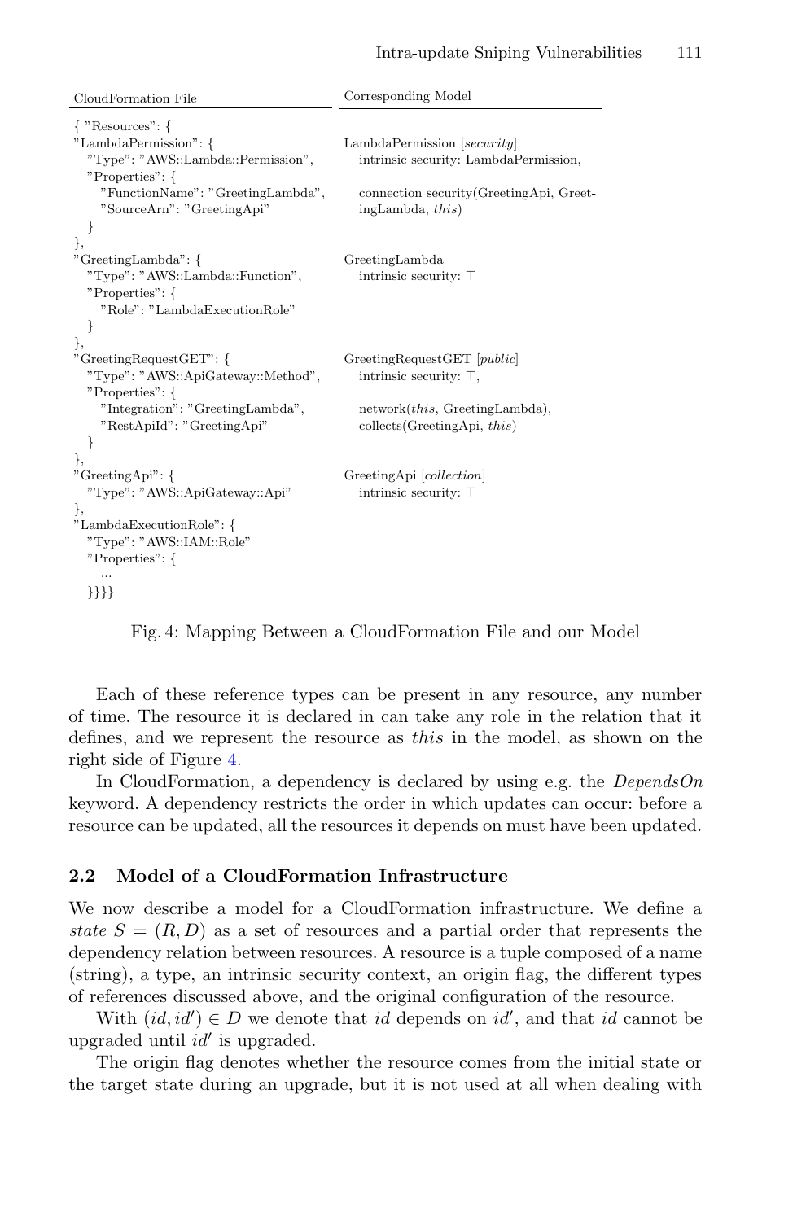| CloudFormation File | Corresponding Model |
|---|---|
| { "Resources": { | |
| "LambdaPermission": { | LambdaPermission [*security*] |
| "Type": "AWS::Lambda::Permission", | intrinsic security: LambdaPermission, |
| "Properties": { | |
| "FunctionName": "GreetingLambda", | connection security(GreetingApi, GreetingLambda, *this*) |
| "SourceArn": "GreetingApi" | |
| } | |
| }, | |
| "GreetingLambda": { | GreetingLambda |
| "Type": "AWS::Lambda::Function", | intrinsic security: $\top$ |
| "Properties": { | |
| "Role": "LambdaExecutionRole" | |
| } | |
| }, | |
| "GreetingRequestGET": { | GreetingRequestGET [*public*] |
| "Type": "AWS::ApiGateway::Method", | intrinsic security: $\top$, |
| "Properties": { | |
| "Integration": "GreetingLambda", | network(*this*, GreetingLambda), |
| "RestApiId": "GreetingApi" | collects(GreetingApi, *this*) |
| } | |
| }, | |
| "GreetingApi": { | GreetingApi [*collection*] |
| "Type": "AWS::ApiGateway::Api" | intrinsic security: $\top$ |
| }, | |
| "LambdaExecutionRole": { | |
| "Type": "AWS::IAM::Role" | |
| "Properties": { | |
| ... | |
| }}}} | |

Fig. 4: Mapping Between a CloudFormation File and our Model

Each of these reference types can be present in any resource, any number of time. The resource it is declared in can take any role in the relation that it defines, and we represent the resource as *this* in the model, as shown on the right side of Figure 4.

In CloudFormation, a dependency is declared by using e.g. the *DependsOn* keyword. A dependency restricts the order in which updates can occur: before a resource can be updated, all the resources it depends on must have been updated.

### 2.2 Model of a CloudFormation Infrastructure

We now describe a model for a CloudFormation infrastructure. We define a *state* $S = (R, D)$ as a set of resources and a partial order that represents the dependency relation between resources. A resource is a tuple composed of a name (string), a type, an intrinsic security context, an origin flag, the different types of references discussed above, and the original configuration of the resource.

With $(id, id') \in D$ we denote that $id$ depends on $id'$, and that $id$ cannot be upgraded until $id'$ is upgraded.

The origin flag denotes whether the resource comes from the initial state or the target state during an upgrade, but it is not used at all when dealing with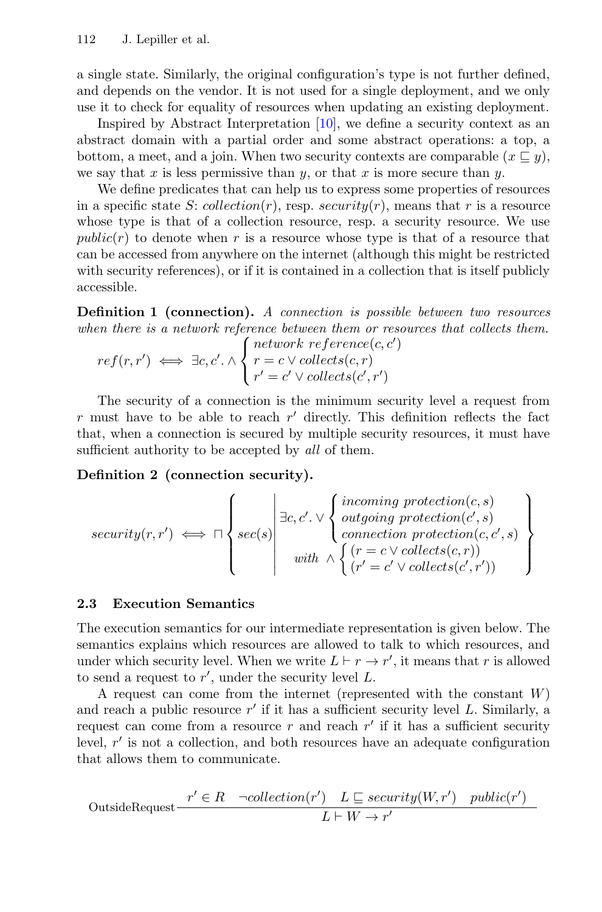a single state. Similarly, the original configuration's type is not further defined, and depends on the vendor. It is not used for a single deployment, and we only use it to check for equality of resources when updating an existing deployment.

Inspired by Abstract Interpretation [10], we define a security context as an abstract domain with a partial order and some abstract operations: a top, a bottom, a meet, and a join. When two security contexts are comparable ($x \sqsubseteq y$), we say that $x$ is less permissive than $y$, or that $x$ is more secure than $y$.

We define predicates that can help us to express some properties of resources in a specific state $S$: $collection(r)$, resp. $security(r)$, means that $r$ is a resource whose type is that of a collection resource, resp. a security resource. We use $public(r)$ to denote when $r$ is a resource whose type is that of a resource that can be accessed from anywhere on the internet (although this might be restricted with security references), or if it is contained in a collection that is itself publicly accessible.

**Definition 1 (connection).** *A connection is possible between two resources when there is a network reference between them or resources that collects them.*

$$ref(r, r') \iff \exists c, c'. \wedge \begin{cases} network\ reference(c, c') \\ r = c \vee collects(c, r) \\ r' = c' \vee collects(c', r') \end{cases}$$

The security of a connection is the minimum security level a request from $r$ must have to be able to reach $r'$ directly. This definition reflects the fact that, when a connection is secured by multiple security resources, it must have sufficient authority to be accepted by *all* of them.

**Definition 2 (connection security).**

$$security(r, r') \iff \sqcap \left\{ sec(s) \;\middle|\; \begin{array}{c} \exists c, c'. \vee \begin{cases} incoming\ protection(c, s) \\ outgoing\ protection(c', s) \\ connection\ protection(c, c', s) \end{cases} \\ with\ \wedge \begin{cases} (r = c \vee collects(c, r)) \\ (r' = c' \vee collects(c', r')) \end{cases} \end{array} \right\}$$

## 2.3 Execution Semantics

The execution semantics for our intermediate representation is given below. The semantics explains which resources are allowed to talk to which resources, and under which security level. When we write $L \vdash r \rightarrow r'$, it means that $r$ is allowed to send a request to $r'$, under the security level $L$.

A request can come from the internet (represented with the constant $W$) and reach a public resource $r'$ if it has a sufficient security level $L$. Similarly, a request can come from a resource $r$ and reach $r'$ if it has a sufficient security level, $r'$ is not a collection, and both resources have an adequate configuration that allows them to communicate.

$$\text{OutsideRequest}\ \frac{r' \in R \quad \neg collection(r') \quad L \sqsubseteq security(W, r') \quad public(r')}{L \vdash W \rightarrow r'}$$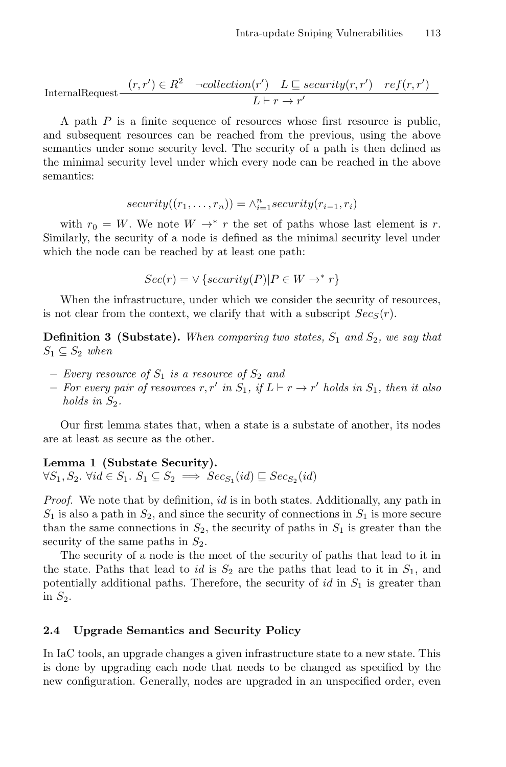$$\text{InternalRequest}\frac{(r,r') \in R^2 \quad \neg collection(r') \quad L \sqsubseteq security(r,r') \quad ref(r,r')}{L \vdash r \rightarrow r'}$$

A path $P$ is a finite sequence of resources whose first resource is public, and subsequent resources can be reached from the previous, using the above semantics under some security level. The security of a path is then defined as the minimal security level under which every node can be reached in the above semantics:

$$security((r_1, \ldots, r_n)) = \wedge_{i=1}^{n} security(r_{i-1}, r_i)$$

with $r_0 = W$. We note $W \rightarrow^* r$ the set of paths whose last element is $r$. Similarly, the security of a node is defined as the minimal security level under which the node can be reached by at least one path:

$$Sec(r) = \vee \{security(P) | P \in W \rightarrow^* r\}$$

When the infrastructure, under which we consider the security of resources, is not clear from the context, we clarify that with a subscript $Sec_S(r)$.

**Definition 3 (Substate).** *When comparing two states, $S_1$ and $S_2$, we say that $S_1 \subseteq S_2$ when*

- *Every resource of $S_1$ is a resource of $S_2$ and*
- *For every pair of resources $r, r'$ in $S_1$, if $L \vdash r \rightarrow r'$ holds in $S_1$, then it also holds in $S_2$.*

Our first lemma states that, when a state is a substate of another, its nodes are at least as secure as the other.

**Lemma 1 (Substate Security).**
$\forall S_1, S_2.\ \forall id \in S_1.\ S_1 \subseteq S_2 \implies Sec_{S_1}(id) \sqsubseteq Sec_{S_2}(id)$

*Proof.* We note that by definition, $id$ is in both states. Additionally, any path in $S_1$ is also a path in $S_2$, and since the security of connections in $S_1$ is more secure than the same connections in $S_2$, the security of paths in $S_1$ is greater than the security of the same paths in $S_2$.

The security of a node is the meet of the security of paths that lead to it in the state. Paths that lead to $id$ is $S_2$ are the paths that lead to it in $S_1$, and potentially additional paths. Therefore, the security of $id$ in $S_1$ is greater than in $S_2$.

### 2.4 Upgrade Semantics and Security Policy

In IaC tools, an upgrade changes a given infrastructure state to a new state. This is done by upgrading each node that needs to be changed as specified by the new configuration. Generally, nodes are upgraded in an unspecified order, even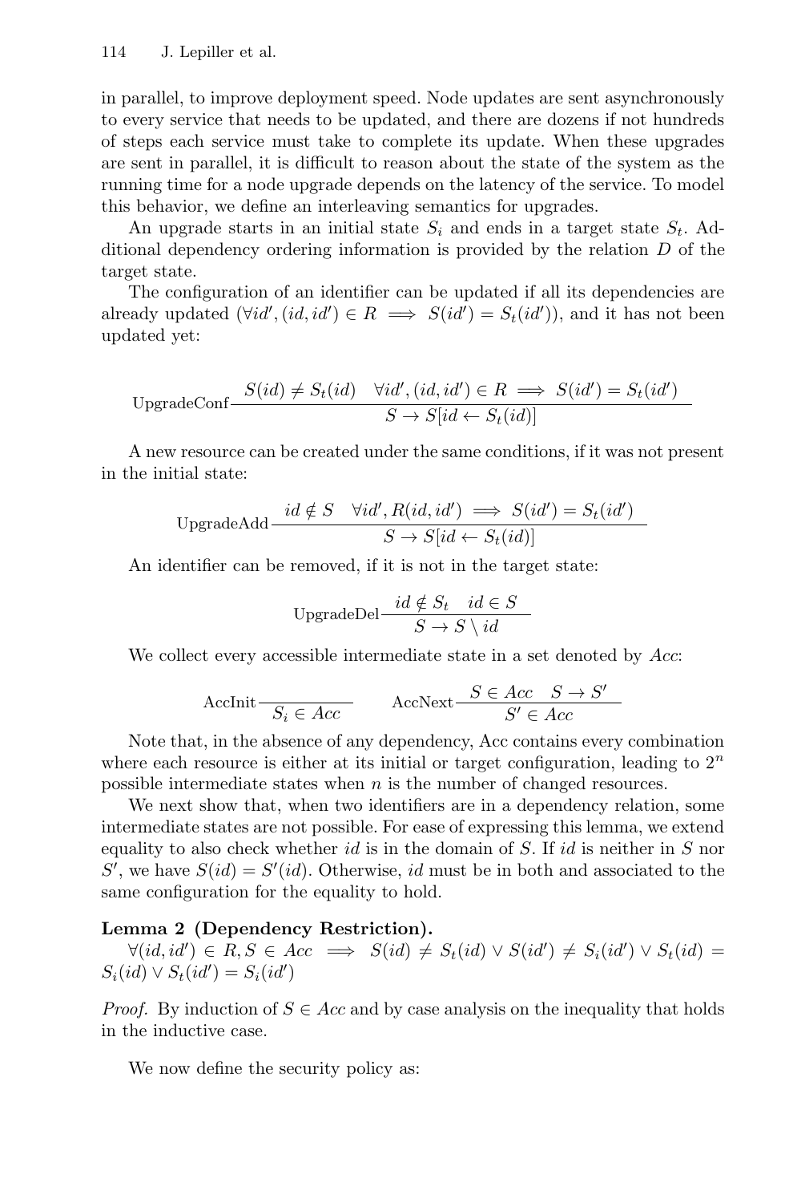in parallel, to improve deployment speed. Node updates are sent asynchronously to every service that needs to be updated, and there are dozens if not hundreds of steps each service must take to complete its update. When these upgrades are sent in parallel, it is difficult to reason about the state of the system as the running time for a node upgrade depends on the latency of the service. To model this behavior, we define an interleaving semantics for upgrades.

An upgrade starts in an initial state $S_i$ and ends in a target state $S_t$. Additional dependency ordering information is provided by the relation $D$ of the target state.

The configuration of an identifier can be updated if all its dependencies are already updated ($\forall id', (id, id') \in R \implies S(id') = S_t(id')$), and it has not been updated yet:

$$\text{UpgradeConf}\frac{S(id) \neq S_t(id) \quad \forall id', (id, id') \in R \implies S(id') = S_t(id')}{S \to S[id \leftarrow S_t(id)]}$$

A new resource can be created under the same conditions, if it was not present in the initial state:

$$\text{UpgradeAdd}\frac{id \notin S \quad \forall id', R(id, id') \implies S(id') = S_t(id')}{S \to S[id \leftarrow S_t(id)]}$$

An identifier can be removed, if it is not in the target state:

$$\text{UpgradeDel}\frac{id \notin S_t \quad id \in S}{S \to S \setminus id}$$

We collect every accessible intermediate state in a set denoted by $Acc$:

$$\text{AccInit}\frac{}{S_i \in Acc} \qquad \text{AccNext}\frac{S \in Acc \quad S \to S'}{S' \in Acc}$$

Note that, in the absence of any dependency, Acc contains every combination where each resource is either at its initial or target configuration, leading to $2^n$ possible intermediate states when $n$ is the number of changed resources.

We next show that, when two identifiers are in a dependency relation, some intermediate states are not possible. For ease of expressing this lemma, we extend equality to also check whether $id$ is in the domain of $S$. If $id$ is neither in $S$ nor $S'$, we have $S(id) = S'(id)$. Otherwise, $id$ must be in both and associated to the same configuration for the equality to hold.

**Lemma 2 (Dependency Restriction).**
$\forall (id, id') \in R, S \in Acc \implies S(id) \neq S_t(id) \lor S(id') \neq S_i(id') \lor S_t(id) = S_i(id) \lor S_t(id') = S_i(id')$

*Proof.* By induction of $S \in Acc$ and by case analysis on the inequality that holds in the inductive case.

We now define the security policy as: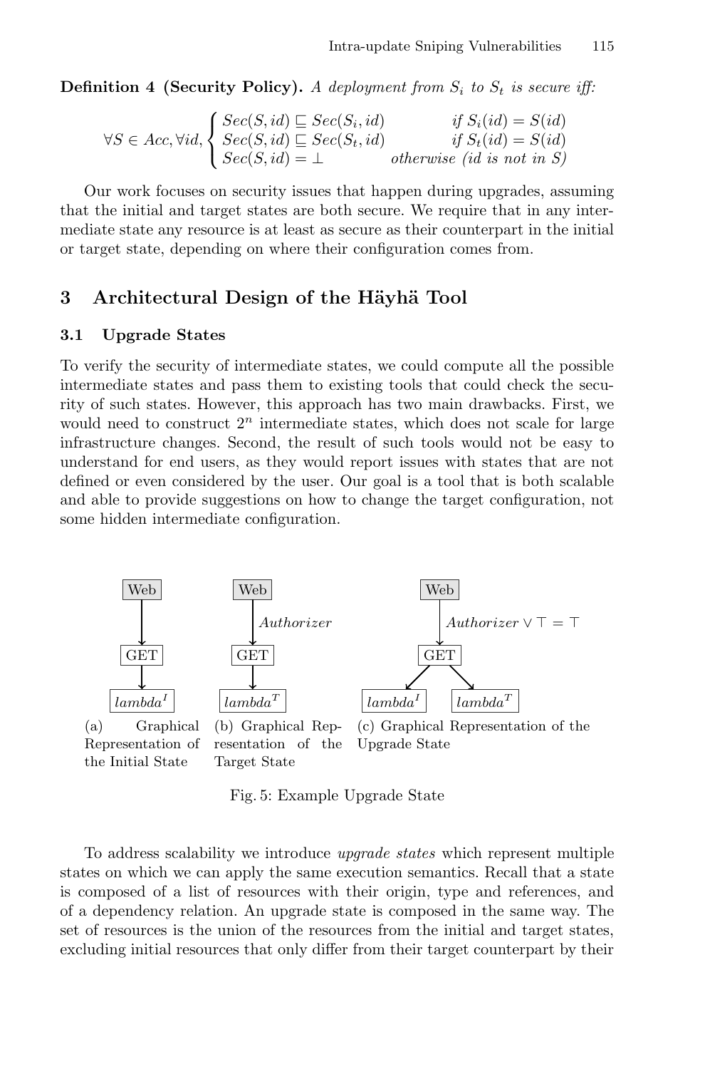**Definition 4 (Security Policy).** *A deployment from $S_i$ to $S_t$ is secure iff:*

$$\forall S \in Acc, \forall id, \begin{cases} Sec(S, id) \sqsubseteq Sec(S_i, id) & \text{if } S_i(id) = S(id) \\ Sec(S, id) \sqsubseteq Sec(S_t, id) & \text{if } S_t(id) = S(id) \\ Sec(S, id) = \bot & \text{otherwise (id is not in } S\text{)} \end{cases}$$

Our work focuses on security issues that happen during upgrades, assuming that the initial and target states are both secure. We require that in any intermediate state any resource is at least as secure as their counterpart in the initial or target state, depending on where their configuration comes from.

## 3 Architectural Design of the Häyhä Tool

### 3.1 Upgrade States

To verify the security of intermediate states, we could compute all the possible intermediate states and pass them to existing tools that could check the security of such states. However, this approach has two main drawbacks. First, we would need to construct $2^n$ intermediate states, which does not scale for large infrastructure changes. Second, the result of such tools would not be easy to understand for end users, as they would report issues with states that are not defined or even considered by the user. Our goal is a tool that is both scalable and able to provide suggestions on how to change the target configuration, not some hidden intermediate configuration.

(a) Graphical Representation of the Initial State

(b) Graphical Representation of the Target State

(c) Graphical Representation of the Upgrade State

Fig. 5: Example Upgrade State

To address scalability we introduce *upgrade states* which represent multiple states on which we can apply the same execution semantics. Recall that a state is composed of a list of resources with their origin, type and references, and of a dependency relation. An upgrade state is composed in the same way. The set of resources is the union of the resources from the initial and target states, excluding initial resources that only differ from their target counterpart by their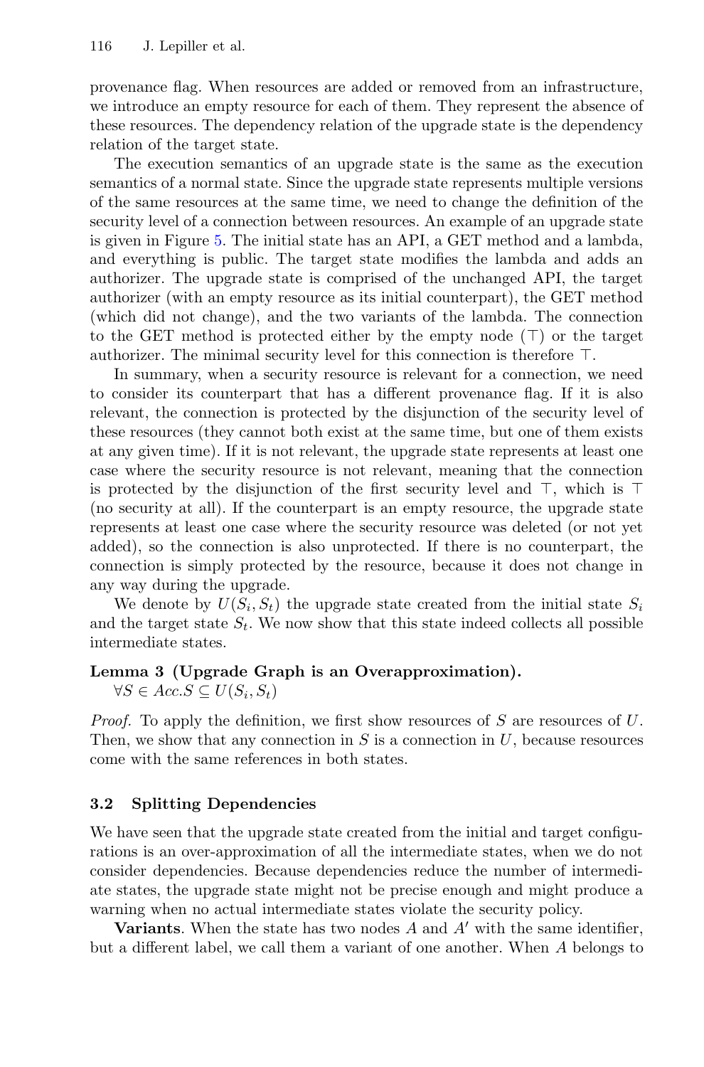provenance flag. When resources are added or removed from an infrastructure, we introduce an empty resource for each of them. They represent the absence of these resources. The dependency relation of the upgrade state is the dependency relation of the target state.

The execution semantics of an upgrade state is the same as the execution semantics of a normal state. Since the upgrade state represents multiple versions of the same resources at the same time, we need to change the definition of the security level of a connection between resources. An example of an upgrade state is given in Figure 5. The initial state has an API, a GET method and a lambda, and everything is public. The target state modifies the lambda and adds an authorizer. The upgrade state is comprised of the unchanged API, the target authorizer (with an empty resource as its initial counterpart), the GET method (which did not change), and the two variants of the lambda. The connection to the GET method is protected either by the empty node ($\top$) or the target authorizer. The minimal security level for this connection is therefore $\top$.

In summary, when a security resource is relevant for a connection, we need to consider its counterpart that has a different provenance flag. If it is also relevant, the connection is protected by the disjunction of the security level of these resources (they cannot both exist at the same time, but one of them exists at any given time). If it is not relevant, the upgrade state represents at least one case where the security resource is not relevant, meaning that the connection is protected by the disjunction of the first security level and $\top$, which is $\top$ (no security at all). If the counterpart is an empty resource, the upgrade state represents at least one case where the security resource was deleted (or not yet added), so the connection is also unprotected. If there is no counterpart, the connection is simply protected by the resource, because it does not change in any way during the upgrade.

We denote by $U(S_i, S_t)$ the upgrade state created from the initial state $S_i$ and the target state $S_t$. We now show that this state indeed collects all possible intermediate states.

**Lemma 3 (Upgrade Graph is an Overapproximation).**
$\forall S \in Acc. S \subseteq U(S_i, S_t)$

*Proof.* To apply the definition, we first show resources of $S$ are resources of $U$. Then, we show that any connection in $S$ is a connection in $U$, because resources come with the same references in both states.

### 3.2 Splitting Dependencies

We have seen that the upgrade state created from the initial and target configurations is an over-approximation of all the intermediate states, when we do not consider dependencies. Because dependencies reduce the number of intermediate states, the upgrade state might not be precise enough and might produce a warning when no actual intermediate states violate the security policy.

**Variants**. When the state has two nodes $A$ and $A'$ with the same identifier, but a different label, we call them a variant of one another. When $A$ belongs to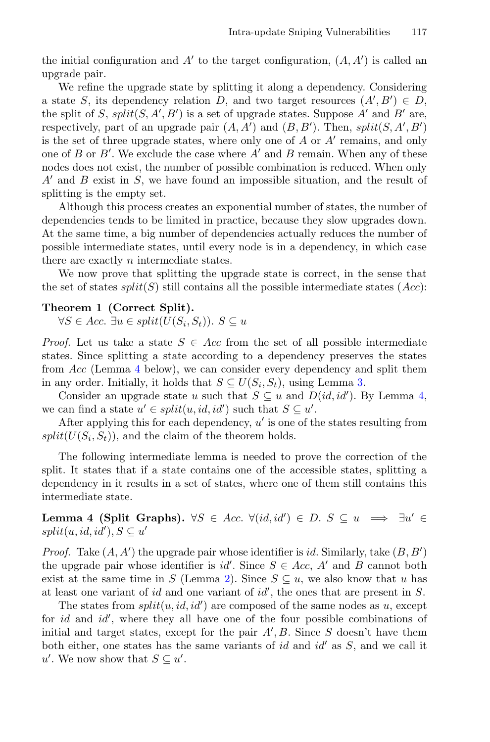the initial configuration and $A'$ to the target configuration, $(A, A')$ is called an upgrade pair.

We refine the upgrade state by splitting it along a dependency. Considering a state $S$, its dependency relation $D$, and two target resources $(A', B') \in D$, the split of $S$, $split(S, A', B')$ is a set of upgrade states. Suppose $A'$ and $B'$ are, respectively, part of an upgrade pair $(A, A')$ and $(B, B')$. Then, $split(S, A', B')$ is the set of three upgrade states, where only one of $A$ or $A'$ remains, and only one of $B$ or $B'$. We exclude the case where $A'$ and $B$ remain. When any of these nodes does not exist, the number of possible combination is reduced. When only $A'$ and $B$ exist in $S$, we have found an impossible situation, and the result of splitting is the empty set.

Although this process creates an exponential number of states, the number of dependencies tends to be limited in practice, because they slow upgrades down. At the same time, a big number of dependencies actually reduces the number of possible intermediate states, until every node is in a dependency, in which case there are exactly $n$ intermediate states.

We now prove that splitting the upgrade state is correct, in the sense that the set of states $split(S)$ still contains all the possible intermediate states ($Acc$):

**Theorem 1 (Correct Split).**
$\forall S \in Acc.\ \exists u \in split(U(S_i, S_t)).\ S \subseteq u$

*Proof.* Let us take a state $S \in Acc$ from the set of all possible intermediate states. Since splitting a state according to a dependency preserves the states from $Acc$ (Lemma 4 below), we can consider every dependency and split them in any order. Initially, it holds that $S \subseteq U(S_i, S_t)$, using Lemma 3.

Consider an upgrade state $u$ such that $S \subseteq u$ and $D(id, id')$. By Lemma 4, we can find a state $u' \in split(u, id, id')$ such that $S \subseteq u'$.

After applying this for each dependency, $u'$ is one of the states resulting from $split(U(S_i, S_t))$, and the claim of the theorem holds.

The following intermediate lemma is needed to prove the correction of the split. It states that if a state contains one of the accessible states, splitting a dependency in it results in a set of states, where one of them still contains this intermediate state.

**Lemma 4 (Split Graphs).** $\forall S \in Acc.\ \forall (id, id') \in D.\ S \subseteq u \implies \exists u' \in split(u, id, id'), S \subseteq u'$

*Proof.* Take $(A, A')$ the upgrade pair whose identifier is $id$. Similarly, take $(B, B')$ the upgrade pair whose identifier is $id'$. Since $S \in Acc$, $A'$ and $B$ cannot both exist at the same time in $S$ (Lemma 2). Since $S \subseteq u$, we also know that $u$ has at least one variant of $id$ and one variant of $id'$, the ones that are present in $S$.

The states from $split(u, id, id')$ are composed of the same nodes as $u$, except for $id$ and $id'$, where they all have one of the four possible combinations of initial and target states, except for the pair $A', B$. Since $S$ doesn't have them both either, one states has the same variants of $id$ and $id'$ as $S$, and we call it $u'$. We now show that $S \subseteq u'$.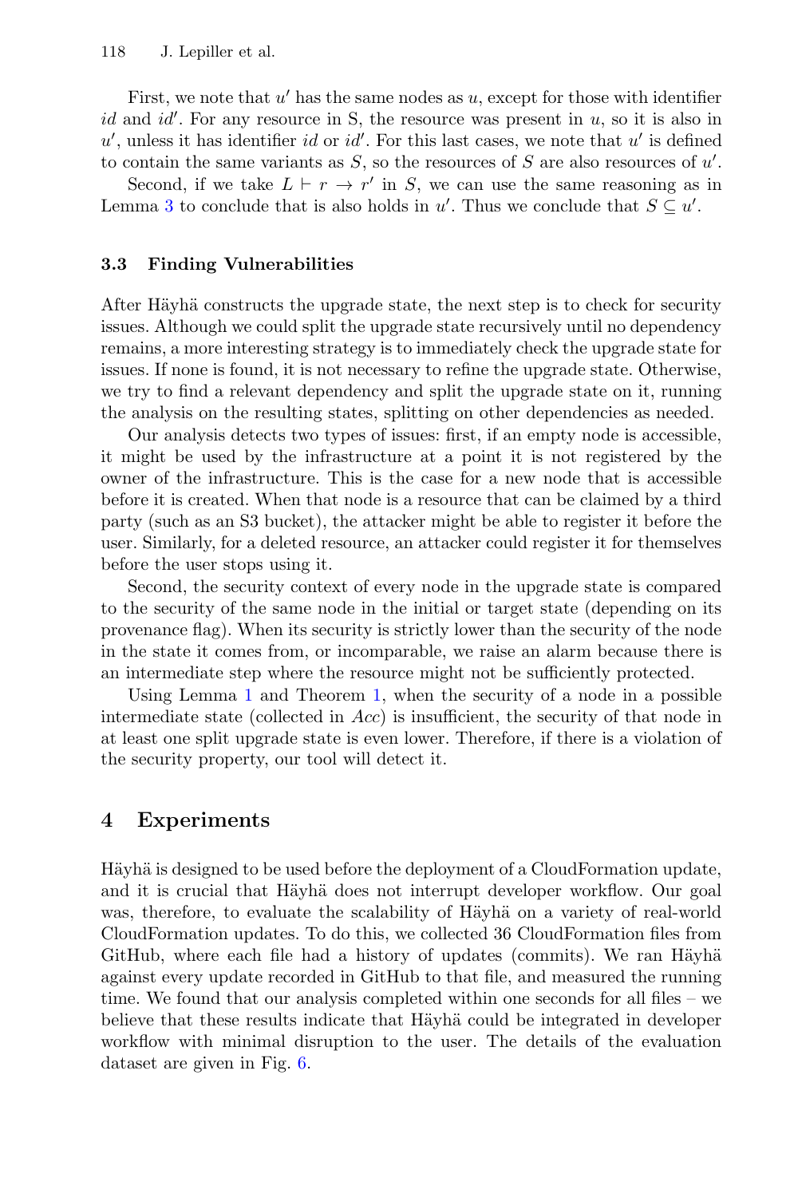First, we note that $u'$ has the same nodes as $u$, except for those with identifier $id$ and $id'$. For any resource in S, the resource was present in $u$, so it is also in $u'$, unless it has identifier $id$ or $id'$. For this last cases, we note that $u'$ is defined to contain the same variants as $S$, so the resources of $S$ are also resources of $u'$.

Second, if we take $L \vdash r \to r'$ in $S$, we can use the same reasoning as in Lemma 3 to conclude that is also holds in $u'$. Thus we conclude that $S \subseteq u'$.

### 3.3 Finding Vulnerabilities

After Häyhä constructs the upgrade state, the next step is to check for security issues. Although we could split the upgrade state recursively until no dependency remains, a more interesting strategy is to immediately check the upgrade state for issues. If none is found, it is not necessary to refine the upgrade state. Otherwise, we try to find a relevant dependency and split the upgrade state on it, running the analysis on the resulting states, splitting on other dependencies as needed.

Our analysis detects two types of issues: first, if an empty node is accessible, it might be used by the infrastructure at a point it is not registered by the owner of the infrastructure. This is the case for a new node that is accessible before it is created. When that node is a resource that can be claimed by a third party (such as an S3 bucket), the attacker might be able to register it before the user. Similarly, for a deleted resource, an attacker could register it for themselves before the user stops using it.

Second, the security context of every node in the upgrade state is compared to the security of the same node in the initial or target state (depending on its provenance flag). When its security is strictly lower than the security of the node in the state it comes from, or incomparable, we raise an alarm because there is an intermediate step where the resource might not be sufficiently protected.

Using Lemma 1 and Theorem 1, when the security of a node in a possible intermediate state (collected in $Acc$) is insufficient, the security of that node in at least one split upgrade state is even lower. Therefore, if there is a violation of the security property, our tool will detect it.

## 4 Experiments

Häyhä is designed to be used before the deployment of a CloudFormation update, and it is crucial that Häyhä does not interrupt developer workflow. Our goal was, therefore, to evaluate the scalability of Häyhä on a variety of real-world CloudFormation updates. To do this, we collected 36 CloudFormation files from GitHub, where each file had a history of updates (commits). We ran Häyhä against every update recorded in GitHub to that file, and measured the running time. We found that our analysis completed within one seconds for all files – we believe that these results indicate that Häyhä could be integrated in developer workflow with minimal disruption to the user. The details of the evaluation dataset are given in Fig. 6.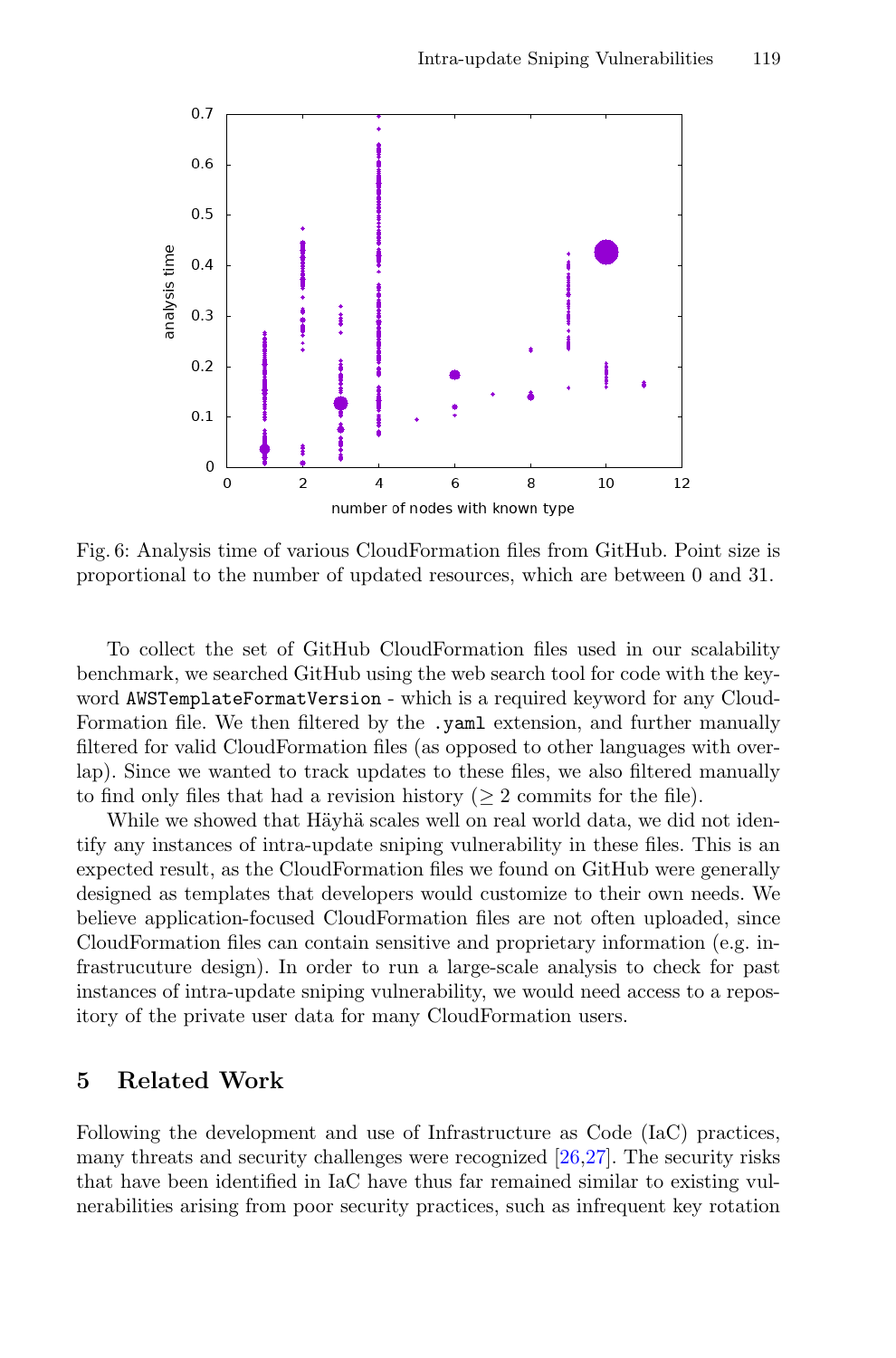Fig. 6: Analysis time of various CloudFormation files from GitHub. Point size is proportional to the number of updated resources, which are between 0 and 31.

To collect the set of GitHub CloudFormation files used in our scalability benchmark, we searched GitHub using the web search tool for code with the keyword `AWSTemplateFormatVersion` - which is a required keyword for any CloudFormation file. We then filtered by the `.yaml` extension, and further manually filtered for valid CloudFormation files (as opposed to other languages with overlap). Since we wanted to track updates to these files, we also filtered manually to find only files that had a revision history ($\geq 2$ commits for the file).

While we showed that Häyhä scales well on real world data, we did not identify any instances of intra-update sniping vulnerability in these files. This is an expected result, as the CloudFormation files we found on GitHub were generally designed as templates that developers would customize to their own needs. We believe application-focused CloudFormation files are not often uploaded, since CloudFormation files can contain sensitive and proprietary information (e.g. infrastrucuture design). In order to run a large-scale analysis to check for past instances of intra-update sniping vulnerability, we would need access to a repository of the private user data for many CloudFormation users.

## 5 Related Work

Following the development and use of Infrastructure as Code (IaC) practices, many threats and security challenges were recognized [26,27]. The security risks that have been identified in IaC have thus far remained similar to existing vulnerabilities arising from poor security practices, such as infrequent key rotation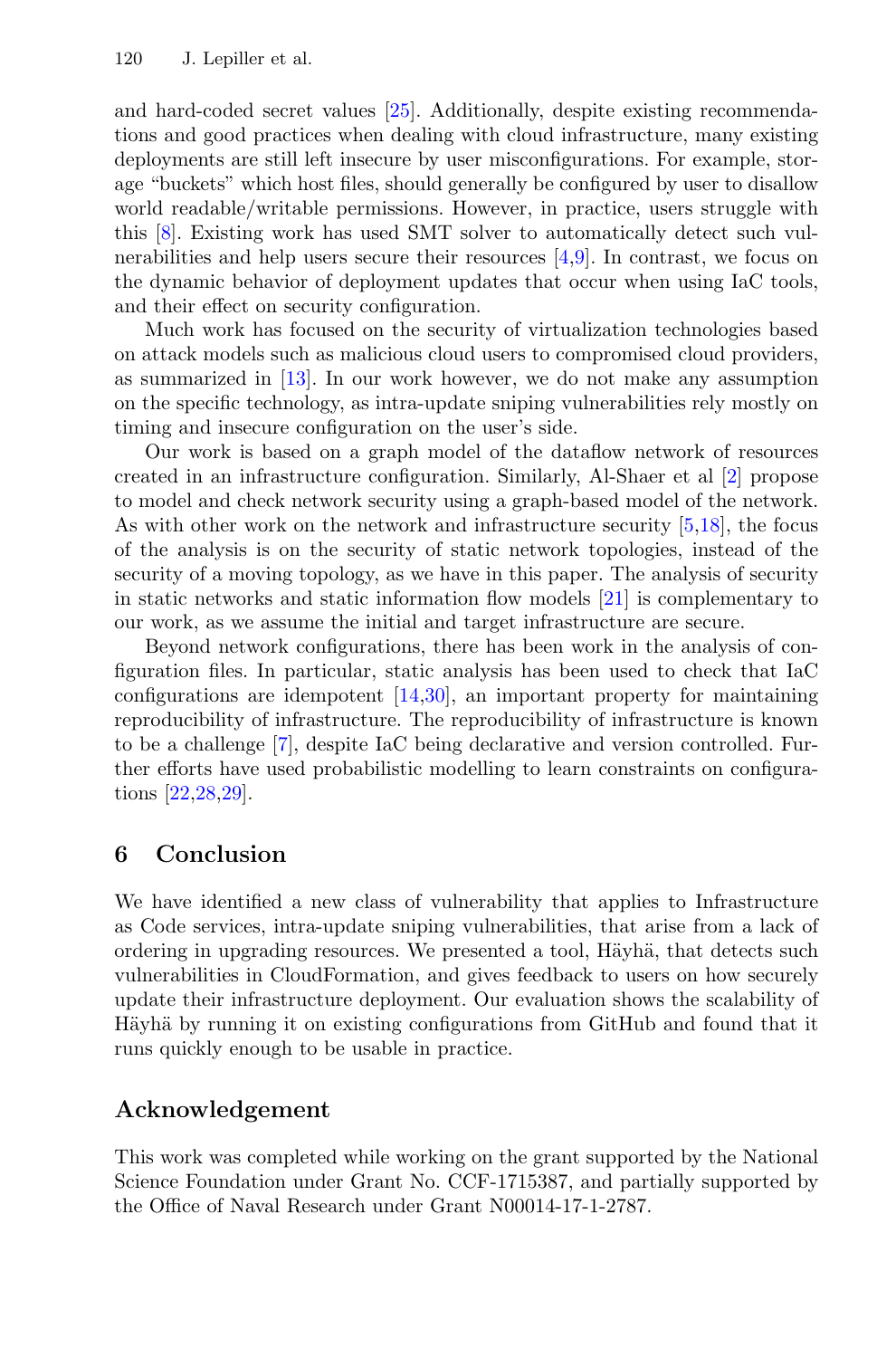and hard-coded secret values [25]. Additionally, despite existing recommendations and good practices when dealing with cloud infrastructure, many existing deployments are still left insecure by user misconfigurations. For example, storage "buckets" which host files, should generally be configured by user to disallow world readable/writable permissions. However, in practice, users struggle with this [8]. Existing work has used SMT solver to automatically detect such vulnerabilities and help users secure their resources [4,9]. In contrast, we focus on the dynamic behavior of deployment updates that occur when using IaC tools, and their effect on security configuration.

Much work has focused on the security of virtualization technologies based on attack models such as malicious cloud users to compromised cloud providers, as summarized in [13]. In our work however, we do not make any assumption on the specific technology, as intra-update sniping vulnerabilities rely mostly on timing and insecure configuration on the user's side.

Our work is based on a graph model of the dataflow network of resources created in an infrastructure configuration. Similarly, Al-Shaer et al [2] propose to model and check network security using a graph-based model of the network. As with other work on the network and infrastructure security [5,18], the focus of the analysis is on the security of static network topologies, instead of the security of a moving topology, as we have in this paper. The analysis of security in static networks and static information flow models [21] is complementary to our work, as we assume the initial and target infrastructure are secure.

Beyond network configurations, there has been work in the analysis of configuration files. In particular, static analysis has been used to check that IaC configurations are idempotent [14,30], an important property for maintaining reproducibility of infrastructure. The reproducibility of infrastructure is known to be a challenge [7], despite IaC being declarative and version controlled. Further efforts have used probabilistic modelling to learn constraints on configurations [22,28,29].

## 6 Conclusion

We have identified a new class of vulnerability that applies to Infrastructure as Code services, intra-update sniping vulnerabilities, that arise from a lack of ordering in upgrading resources. We presented a tool, Häyhä, that detects such vulnerabilities in CloudFormation, and gives feedback to users on how securely update their infrastructure deployment. Our evaluation shows the scalability of Häyhä by running it on existing configurations from GitHub and found that it runs quickly enough to be usable in practice.

## Acknowledgement

This work was completed while working on the grant supported by the National Science Foundation under Grant No. CCF-1715387, and partially supported by the Office of Naval Research under Grant N00014-17-1-2787.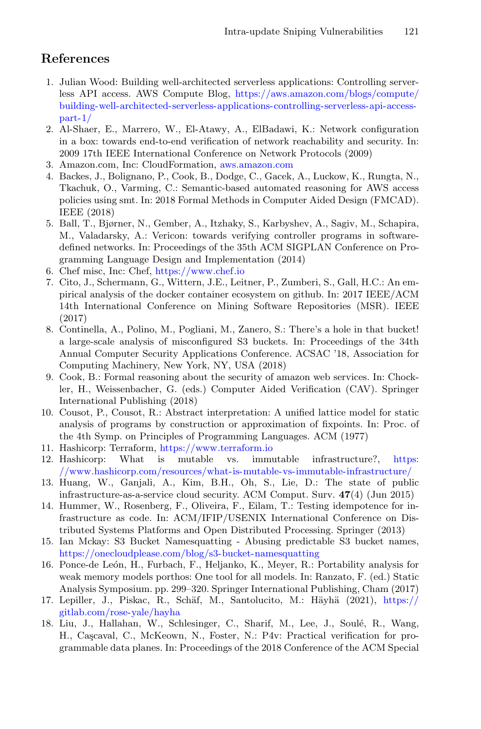## References

1. Julian Wood: Building well-architected serverless applications: Controlling serverless API access. AWS Compute Blog, https://aws.amazon.com/blogs/compute/building-well-architected-serverless-applications-controlling-serverless-api-access-part-1/
2. Al-Shaer, E., Marrero, W., El-Atawy, A., ElBadawi, K.: Network configuration in a box: towards end-to-end verification of network reachability and security. In: 2009 17th IEEE International Conference on Network Protocols (2009)
3. Amazon.com, Inc: CloudFormation, aws.amazon.com
4. Backes, J., Bolignano, P., Cook, B., Dodge, C., Gacek, A., Luckow, K., Rungta, N., Tkachuk, O., Varming, C.: Semantic-based automated reasoning for AWS access policies using smt. In: 2018 Formal Methods in Computer Aided Design (FMCAD). IEEE (2018)
5. Ball, T., Bjørner, N., Gember, A., Itzhaky, S., Karbyshev, A., Sagiv, M., Schapira, M., Valadarsky, A.: Vericon: towards verifying controller programs in software-defined networks. In: Proceedings of the 35th ACM SIGPLAN Conference on Programming Language Design and Implementation (2014)
6. Chef misc, Inc: Chef, https://www.chef.io
7. Cito, J., Schermann, G., Wittern, J.E., Leitner, P., Zumberi, S., Gall, H.C.: An empirical analysis of the docker container ecosystem on github. In: 2017 IEEE/ACM 14th International Conference on Mining Software Repositories (MSR). IEEE (2017)
8. Continella, A., Polino, M., Pogliani, M., Zanero, S.: There's a hole in that bucket! a large-scale analysis of misconfigured S3 buckets. In: Proceedings of the 34th Annual Computer Security Applications Conference. ACSAC '18, Association for Computing Machinery, New York, NY, USA (2018)
9. Cook, B.: Formal reasoning about the security of amazon web services. In: Chockler, H., Weissenbacher, G. (eds.) Computer Aided Verification (CAV). Springer International Publishing (2018)
10. Cousot, P., Cousot, R.: Abstract interpretation: A unified lattice model for static analysis of programs by construction or approximation of fixpoints. In: Proc. of the 4th Symp. on Principles of Programming Languages. ACM (1977)
11. Hashicorp: Terraform, https://www.terraform.io
12. Hashicorp: What is mutable vs. immutable infrastructure?, https://www.hashicorp.com/resources/what-is-mutable-vs-immutable-infrastructure/
13. Huang, W., Ganjali, A., Kim, B.H., Oh, S., Lie, D.: The state of public infrastructure-as-a-service cloud security. ACM Comput. Surv. **47**(4) (Jun 2015)
14. Hummer, W., Rosenberg, F., Oliveira, F., Eilam, T.: Testing idempotence for infrastructure as code. In: ACM/IFIP/USENIX International Conference on Distributed Systems Platforms and Open Distributed Processing. Springer (2013)
15. Ian Mckay: S3 Bucket Namesquatting - Abusing predictable S3 bucket names, https://onecloudplease.com/blog/s3-bucket-namesquatting
16. Ponce-de León, H., Furbach, F., Heljanko, K., Meyer, R.: Portability analysis for weak memory models porthos: One tool for all models. In: Ranzato, F. (ed.) Static Analysis Symposium. pp. 299–320. Springer International Publishing, Cham (2017)
17. Lepiller, J., Piskac, R., Schäf, M., Santolucito, M.: Häyhä (2021), https://gitlab.com/rose-yale/hayha
18. Liu, J., Hallahan, W., Schlesinger, C., Sharif, M., Lee, J., Soulé, R., Wang, H., Caşcaval, C., McKeown, N., Foster, N.: P4v: Practical verification for programmable data planes. In: Proceedings of the 2018 Conference of the ACM Special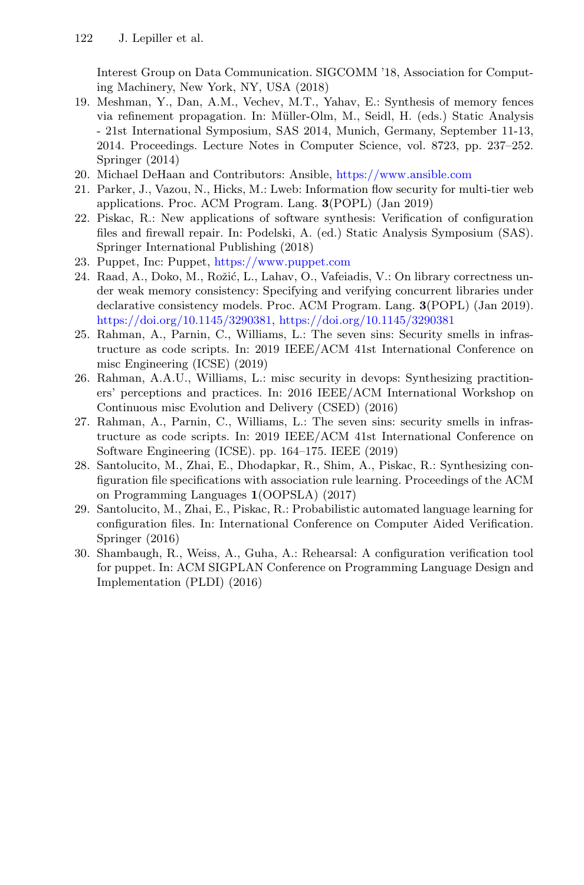Interest Group on Data Communication. SIGCOMM '18, Association for Computing Machinery, New York, NY, USA (2018)

19. Meshman, Y., Dan, A.M., Vechev, M.T., Yahav, E.: Synthesis of memory fences via refinement propagation. In: Müller-Olm, M., Seidl, H. (eds.) Static Analysis - 21st International Symposium, SAS 2014, Munich, Germany, September 11-13, 2014. Proceedings. Lecture Notes in Computer Science, vol. 8723, pp. 237–252. Springer (2014)
20. Michael DeHaan and Contributors: Ansible, https://www.ansible.com
21. Parker, J., Vazou, N., Hicks, M.: Lweb: Information flow security for multi-tier web applications. Proc. ACM Program. Lang. **3**(POPL) (Jan 2019)
22. Piskac, R.: New applications of software synthesis: Verification of configuration files and firewall repair. In: Podelski, A. (ed.) Static Analysis Symposium (SAS). Springer International Publishing (2018)
23. Puppet, Inc: Puppet, https://www.puppet.com
24. Raad, A., Doko, M., Rožić, L., Lahav, O., Vafeiadis, V.: On library correctness under weak memory consistency: Specifying and verifying concurrent libraries under declarative consistency models. Proc. ACM Program. Lang. **3**(POPL) (Jan 2019). https://doi.org/10.1145/3290381, https://doi.org/10.1145/3290381
25. Rahman, A., Parnin, C., Williams, L.: The seven sins: Security smells in infrastructure as code scripts. In: 2019 IEEE/ACM 41st International Conference on misc Engineering (ICSE) (2019)
26. Rahman, A.A.U., Williams, L.: misc security in devops: Synthesizing practitioners' perceptions and practices. In: 2016 IEEE/ACM International Workshop on Continuous misc Evolution and Delivery (CSED) (2016)
27. Rahman, A., Parnin, C., Williams, L.: The seven sins: security smells in infrastructure as code scripts. In: 2019 IEEE/ACM 41st International Conference on Software Engineering (ICSE). pp. 164–175. IEEE (2019)
28. Santolucito, M., Zhai, E., Dhodapkar, R., Shim, A., Piskac, R.: Synthesizing configuration file specifications with association rule learning. Proceedings of the ACM on Programming Languages **1**(OOPSLA) (2017)
29. Santolucito, M., Zhai, E., Piskac, R.: Probabilistic automated language learning for configuration files. In: International Conference on Computer Aided Verification. Springer (2016)
30. Shambaugh, R., Weiss, A., Guha, A.: Rehearsal: A configuration verification tool for puppet. In: ACM SIGPLAN Conference on Programming Language Design and Implementation (PLDI) (2016)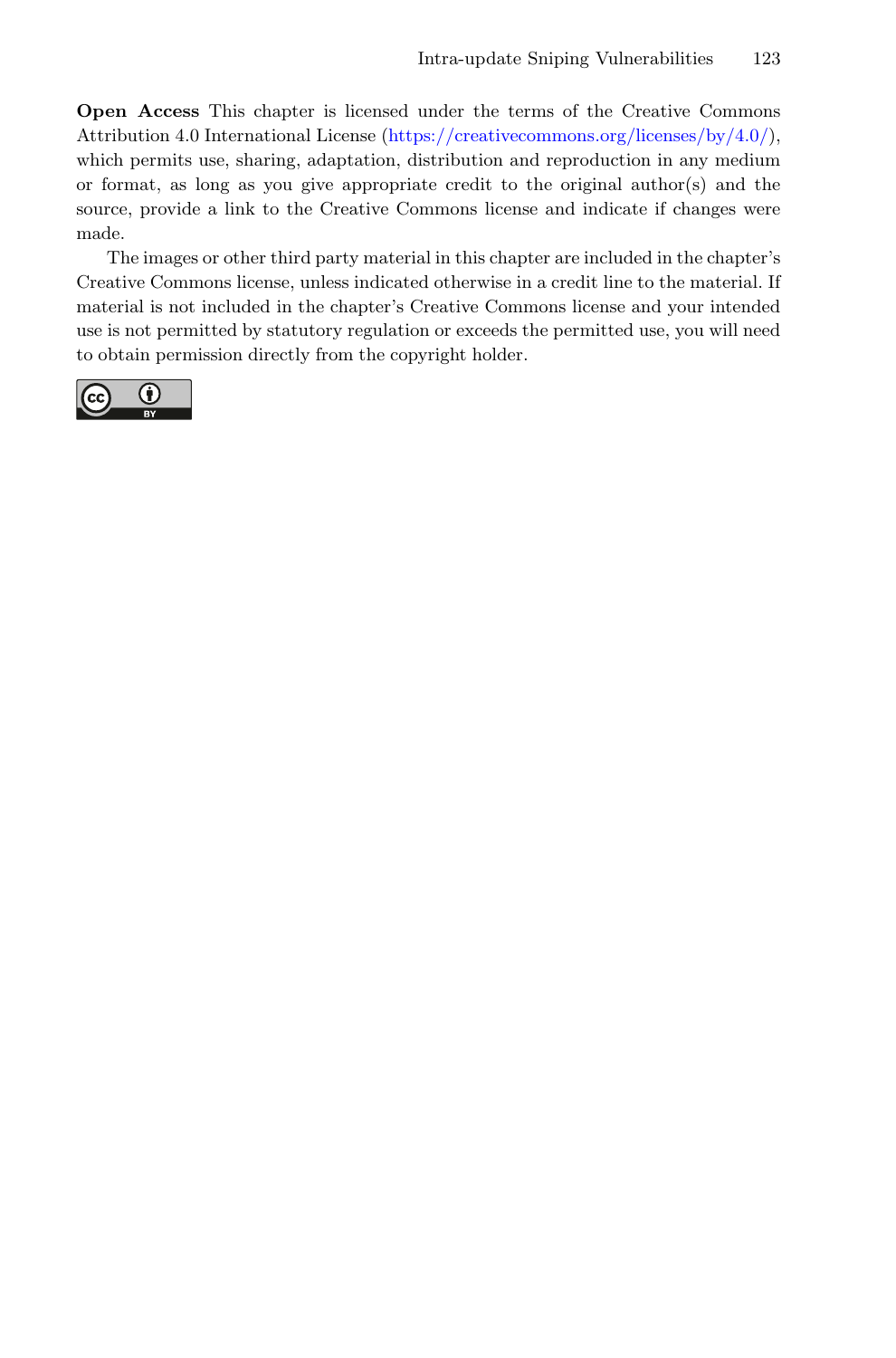**Open Access** This chapter is licensed under the terms of the Creative Commons Attribution 4.0 International License (https://creativecommons.org/licenses/by/4.0/), which permits use, sharing, adaptation, distribution and reproduction in any medium or format, as long as you give appropriate credit to the original author(s) and the source, provide a link to the Creative Commons license and indicate if changes were made.

The images or other third party material in this chapter are included in the chapter's Creative Commons license, unless indicated otherwise in a credit line to the material. If material is not included in the chapter's Creative Commons license and your intended use is not permitted by statutory regulation or exceeds the permitted use, you will need to obtain permission directly from the copyright holder.